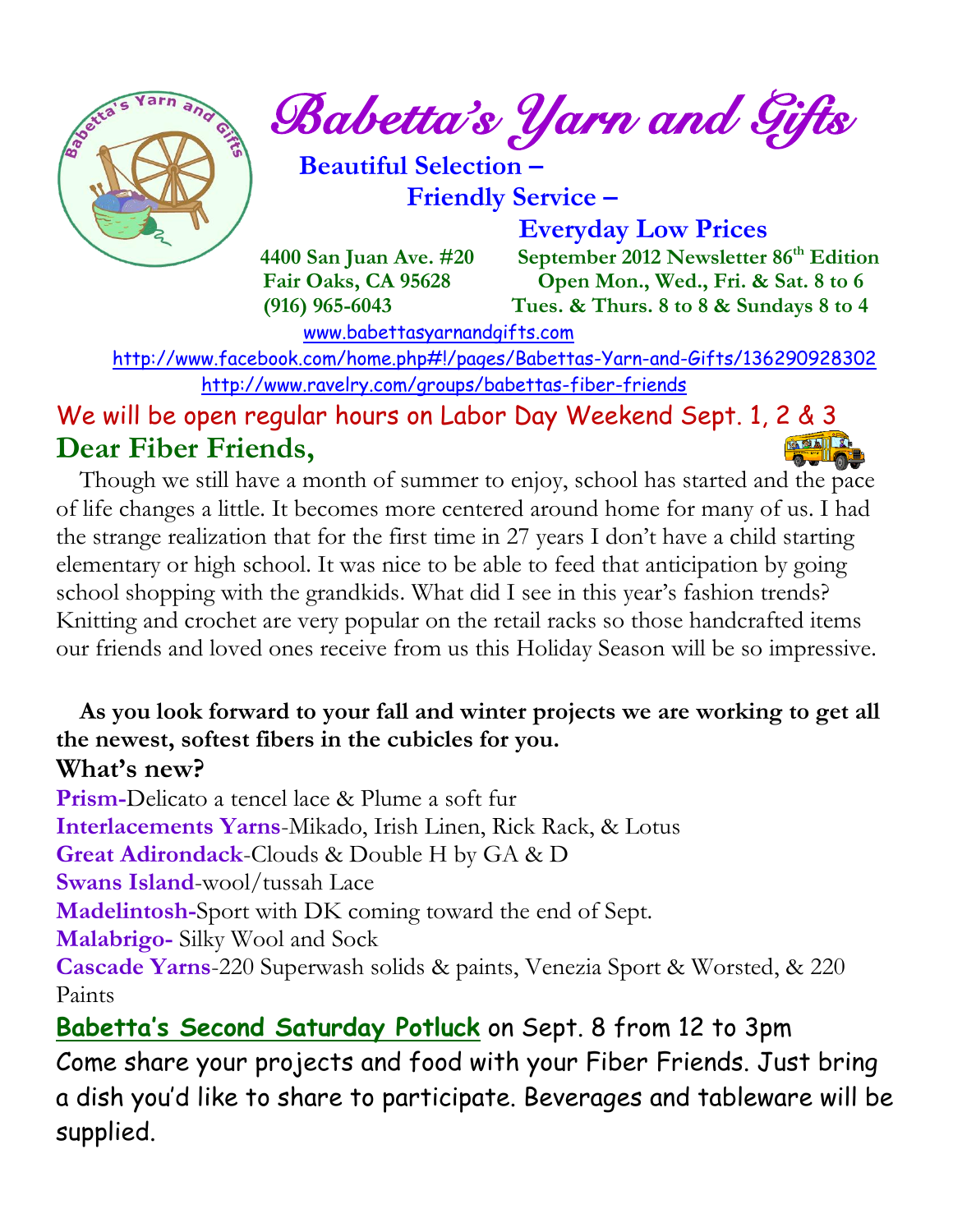# Babetta's Yarn and Gifts

**Beautiful Selection –**
**Friendly Service –**
**Everyday Low Prices**

**4400 San Juan Ave. #20**
**Fair Oaks, CA 95628**
**(916) 965-6043**

**September 2012 Newsletter 86th Edition**
**Open Mon., Wed., Fri. & Sat. 8 to 6**
**Tues. & Thurs. 8 to 8 & Sundays 8 to 4**

www.babettasyarnandgifts.com

http://www.facebook.com/home.php#!/pages/Babettas-Yarn-and-Gifts/136290928302

http://www.ravelry.com/groups/babettas-fiber-friends

We will be open regular hours on Labor Day Weekend Sept. 1, 2 & 3

## Dear Fiber Friends,

Though we still have a month of summer to enjoy, school has started and the pace of life changes a little. It becomes more centered around home for many of us. I had the strange realization that for the first time in 27 years I don't have a child starting elementary or high school. It was nice to be able to feed that anticipation by going school shopping with the grandkids. What did I see in this year's fashion trends? Knitting and crochet are very popular on the retail racks so those handcrafted items our friends and loved ones receive from us this Holiday Season will be so impressive.

**As you look forward to your fall and winter projects we are working to get all the newest, softest fibers in the cubicles for you.**

## What's new?

**Prism**-Delicato a tencel lace & Plume a soft fur
**Interlacements Yarns**-Mikado, Irish Linen, Rick Rack, & Lotus
**Great Adirondack**-Clouds & Double H by GA & D
**Swans Island**-wool/tussah Lace
**Madelintosh**-Sport with DK coming toward the end of Sept.
**Malabrigo**- Silky Wool and Sock
**Cascade Yarns**-220 Superwash solids & paints, Venezia Sport & Worsted, & 220 Paints

**Babetta's Second Saturday Potluck** on Sept. 8 from 12 to 3pm
Come share your projects and food with your Fiber Friends. Just bring a dish you'd like to share to participate. Beverages and tableware will be supplied.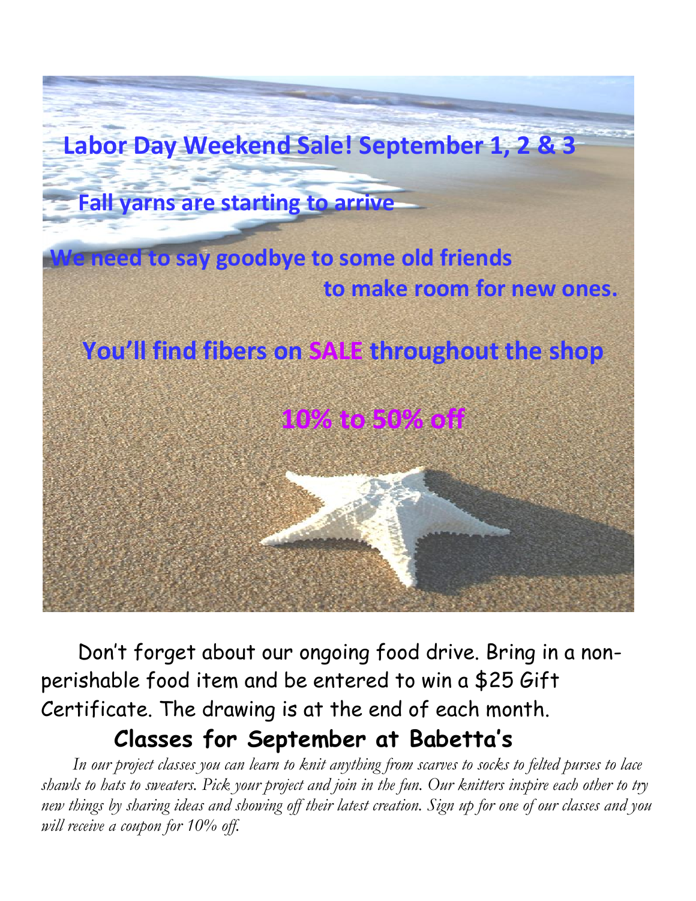**Labor Day Weekend Sale! September 1, 2 & 3**

**Fall yarns are starting to arrive**

**We need to say goodbye to some old friends to make room for new ones.**

**You'll find fibers on SALE throughout the shop**

**10% to 50% off**

Don't forget about our ongoing food drive. Bring in a non-perishable food item and be entered to win a $25 Gift Certificate. The drawing is at the end of each month.

## Classes for September at Babetta's

*In our project classes you can learn to knit anything from scarves to socks to felted purses to lace shawls to hats to sweaters. Pick your project and join in the fun. Our knitters inspire each other to try new things by sharing ideas and showing off their latest creation. Sign up for one of our classes and you will receive a coupon for 10% off.*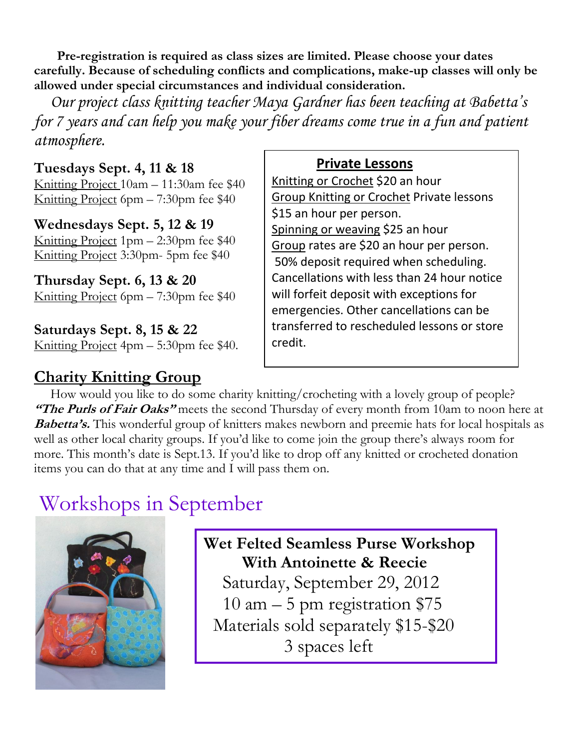**Pre-registration is required as class sizes are limited. Please choose your dates carefully. Because of scheduling conflicts and complications, make-up classes will only be allowed under special circumstances and individual consideration.**

*Our project class knitting teacher Maya Gardner has been teaching at Babetta's for 7 years and can help you make your fiber dreams come true in a fun and patient atmosphere.*

**Tuesdays Sept. 4, 11 & 18**
Knitting Project 10am – 11:30am fee $40
Knitting Project 6pm – 7:30pm fee $40

**Wednesdays Sept. 5, 12 & 19**
Knitting Project 1pm – 2:30pm fee $40
Knitting Project 3:30pm- 5pm fee $40

**Thursday Sept. 6, 13 & 20**
Knitting Project 6pm – 7:30pm fee $40

**Saturdays Sept. 8, 15 & 22**
Knitting Project 4pm – 5:30pm fee $40.

## Private Lessons

Knitting or Crochet $20 an hour
Group Knitting or Crochet Private lessons $15 an hour per person.
Spinning or weaving $25 an hour
Group rates are $20 an hour per person.
50% deposit required when scheduling. Cancellations with less than 24 hour notice will forfeit deposit with exceptions for emergencies. Other cancellations can be transferred to rescheduled lessons or store credit.

## Charity Knitting Group

How would you like to do some charity knitting/crocheting with a lovely group of people? ***"The Purls of Fair Oaks"*** meets the second Thursday of every month from 10am to noon here at ***Babetta's.*** This wonderful group of knitters makes newborn and preemie hats for local hospitals as well as other local charity groups. If you'd like to come join the group there's always room for more. This month's date is Sept.13. If you'd like to drop off any knitted or crocheted donation items you can do that at any time and I will pass them on.

# Workshops in September

**Wet Felted Seamless Purse Workshop**
**With Antoinette & Reecie**
Saturday, September 29, 2012
10 am – 5 pm registration $75
Materials sold separately $15-$20
3 spaces left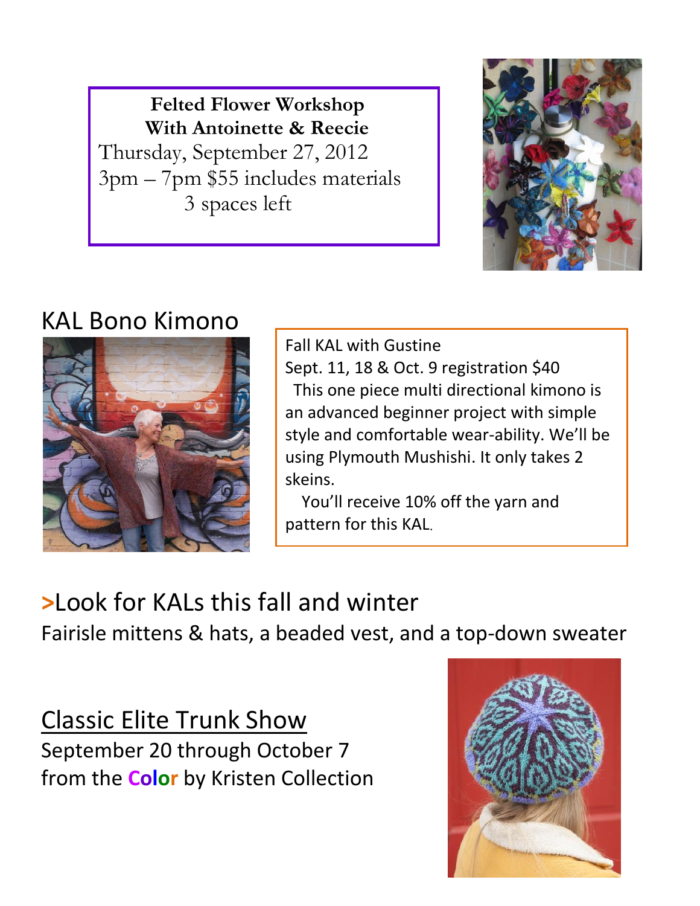**Felted Flower Workshop**
**With Antoinette & Reecie**
Thursday, September 27, 2012
3pm – 7pm $55 includes materials
3 spaces left

## KAL Bono Kimono

Fall KAL with Gustine
Sept. 11, 18 & Oct. 9 registration $40
This one piece multi directional kimono is an advanced beginner project with simple style and comfortable wear-ability. We'll be using Plymouth Mushishi. It only takes 2 skeins.
You'll receive 10% off the yarn and pattern for this KAL.

## >Look for KALs this fall and winter

Fairisle mittens & hats, a beaded vest, and a top-down sweater

## Classic Elite Trunk Show

September 20 through October 7
from the Color by Kristen Collection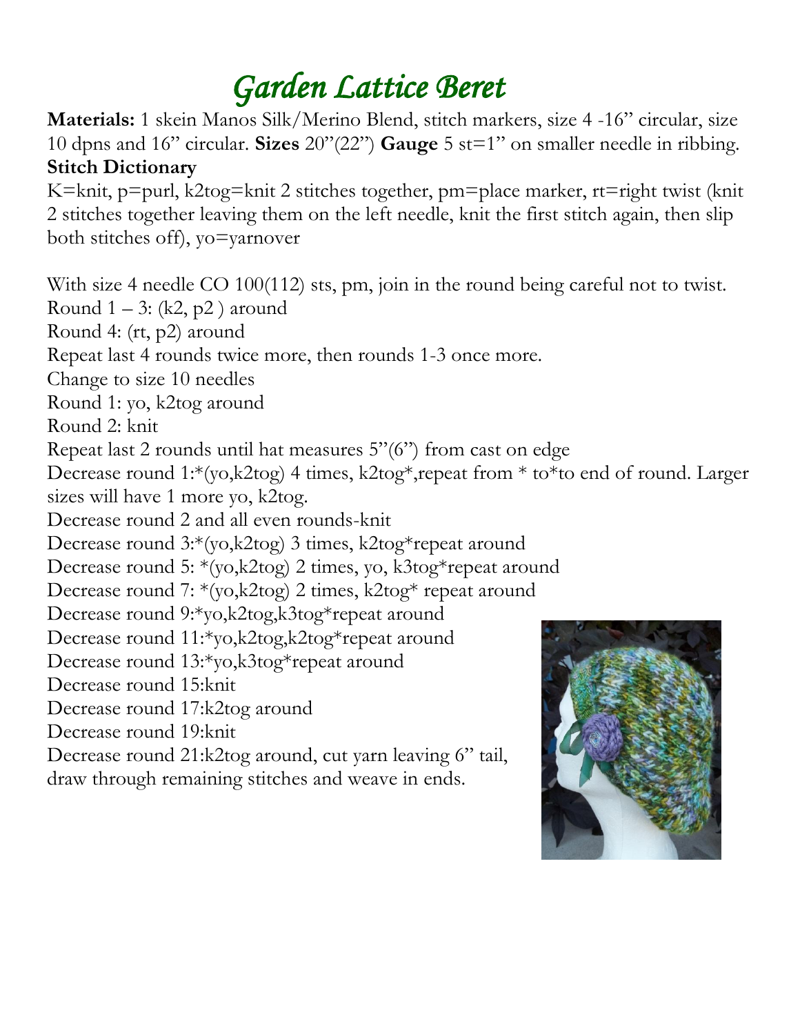# *Garden Lattice Beret*

**Materials:** 1 skein Manos Silk/Merino Blend, stitch markers, size 4 -16" circular, size 10 dpns and 16" circular. **Sizes** 20"(22") **Gauge** 5 st=1" on smaller needle in ribbing.

**Stitch Dictionary**

K=knit, p=purl, k2tog=knit 2 stitches together, pm=place marker, rt=right twist (knit 2 stitches together leaving them on the left needle, knit the first stitch again, then slip both stitches off), yo=yarnover

With size 4 needle CO 100(112) sts, pm, join in the round being careful not to twist.

Round 1 – 3: (k2, p2 ) around

Round 4: (rt, p2) around

Repeat last 4 rounds twice more, then rounds 1-3 once more.

Change to size 10 needles

Round 1: yo, k2tog around

Round 2: knit

Repeat last 2 rounds until hat measures 5"(6") from cast on edge

Decrease round 1:*(yo,k2tog) 4 times, k2tog*,repeat from * to*to end of round. Larger sizes will have 1 more yo, k2tog.

Decrease round 2 and all even rounds-knit

Decrease round 3:*(yo,k2tog) 3 times, k2tog*repeat around

Decrease round 5: *(yo,k2tog) 2 times, yo, k3tog*repeat around

Decrease round 7: *(yo,k2tog) 2 times, k2tog* repeat around

Decrease round 9:*yo,k2tog,k3tog*repeat around

Decrease round 11:*yo,k2tog,k2tog*repeat around

Decrease round 13:*yo,k3tog*repeat around

Decrease round 15:knit

Decrease round 17:k2tog around

Decrease round 19:knit

Decrease round 21:k2tog around, cut yarn leaving 6" tail, draw through remaining stitches and weave in ends.